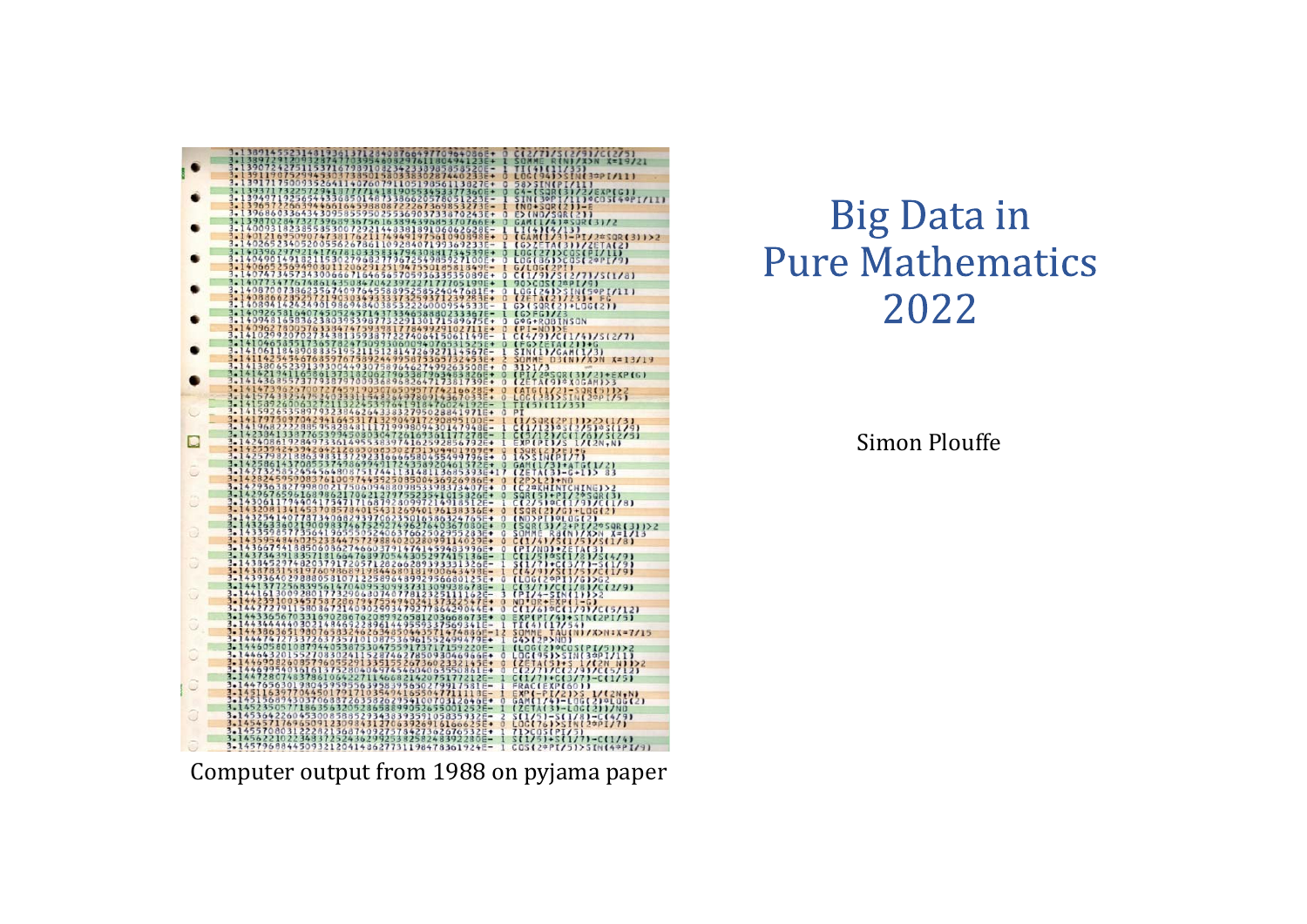# Big Data in Pure Mathematics 2022

Simon Plouffe

Computer output from 1988 on pyjama paper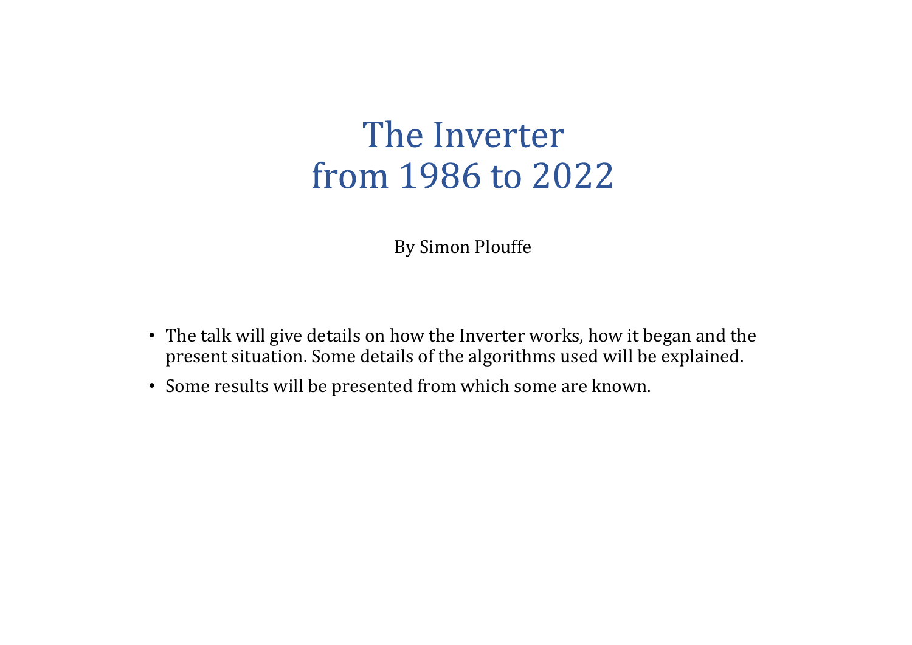# The Inverter from 1986 to 2022

By Simon Plouffe

- The talk will give details on how the Inverter works, how it began and the present situation. Some details of the algorithms used will be explained.
- Some results will be presented from which some are known.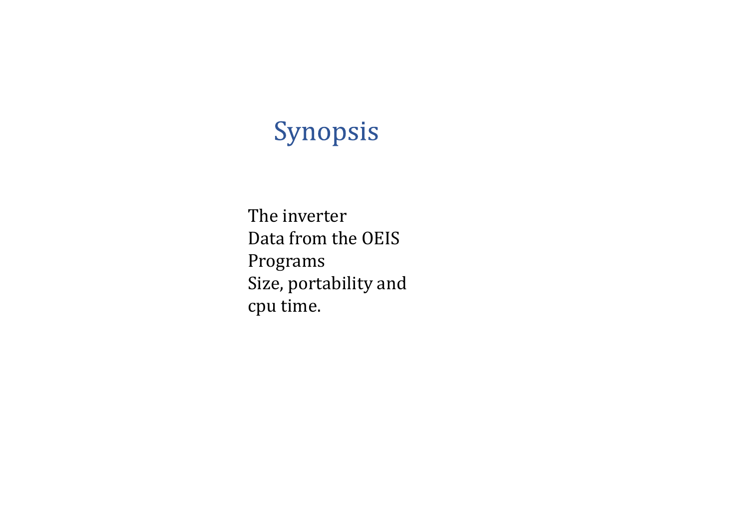# Synopsis

The inverter
Data from the OEIS
Programs
Size, portability and
cpu time.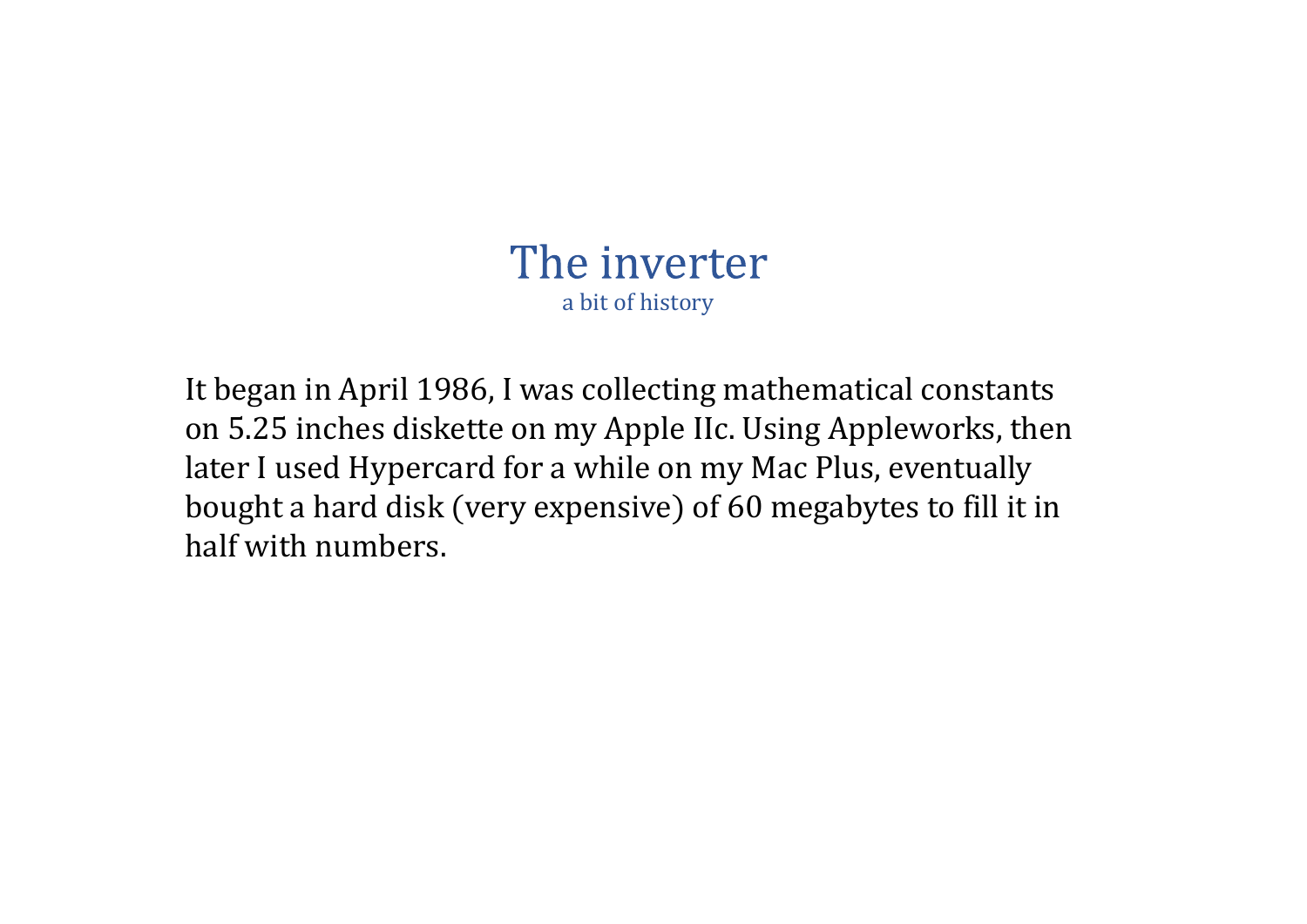# The inverter

### a bit of history

It began in April 1986, I was collecting mathematical constants on 5.25 inches diskette on my Apple IIc. Using Appleworks, then later I used Hypercard for a while on my Mac Plus, eventually bought a hard disk (very expensive) of 60 megabytes to fill it in half with numbers.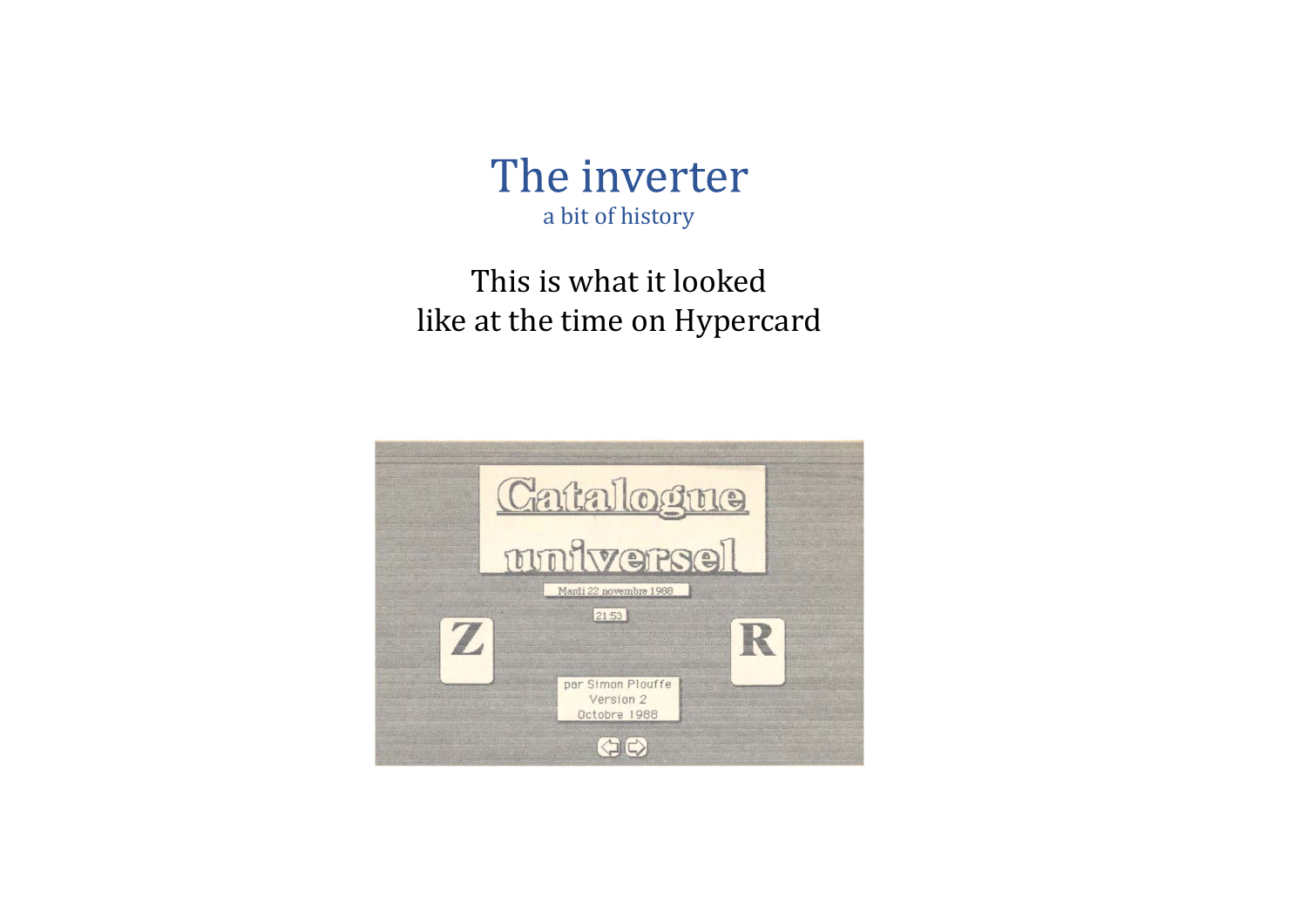# The inverter

## a bit of history

This is what it looked like at the time on Hypercard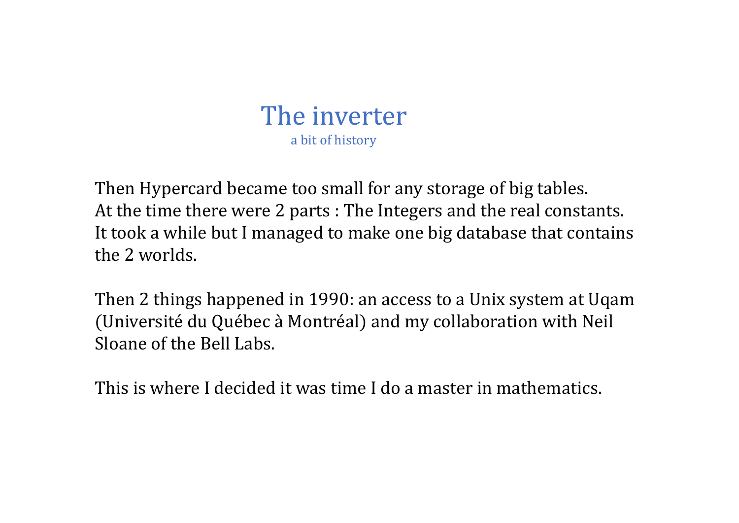# The inverter

a bit of history

Then Hypercard became too small for any storage of big tables.
At the time there were 2 parts : The Integers and the real constants.
It took a while but I managed to make one big database that contains the 2 worlds.

Then 2 things happened in 1990: an access to a Unix system at Uqam (Université du Québec à Montréal) and my collaboration with Neil Sloane of the Bell Labs.

This is where I decided it was time I do a master in mathematics.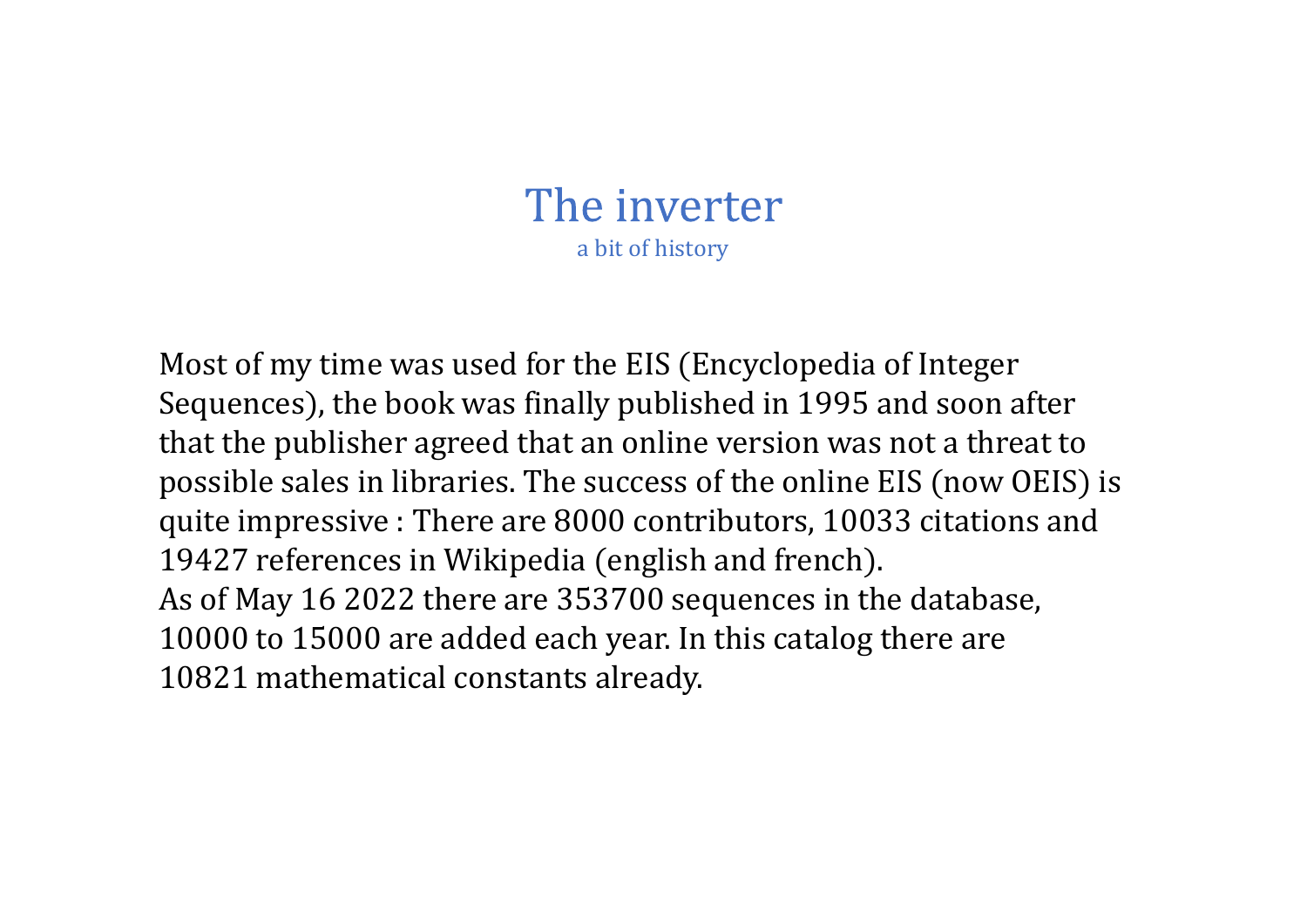# The inverter

a bit of history

Most of my time was used for the EIS (Encyclopedia of Integer Sequences), the book was finally published in 1995 and soon after that the publisher agreed that an online version was not a threat to possible sales in libraries. The success of the online EIS (now OEIS) is quite impressive : There are 8000 contributors, 10033 citations and 19427 references in Wikipedia (english and french).
As of May 16 2022 there are 353700 sequences in the database, 10000 to 15000 are added each year. In this catalog there are 10821 mathematical constants already.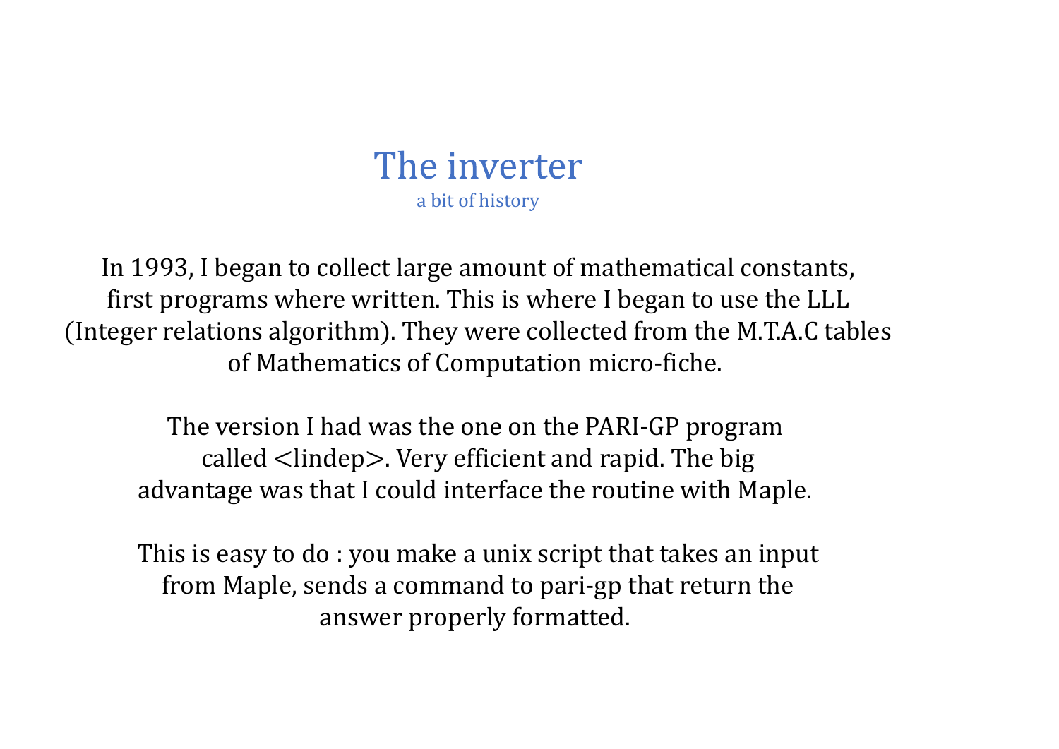# The inverter

## a bit of history

In 1993, I began to collect large amount of mathematical constants, first programs where written. This is where I began to use the LLL (Integer relations algorithm). They were collected from the M.T.A.C tables of Mathematics of Computation micro-fiche.

The version I had was the one on the PARI-GP program called <lindep>. Very efficient and rapid. The big advantage was that I could interface the routine with Maple.

This is easy to do : you make a unix script that takes an input from Maple, sends a command to pari-gp that return the answer properly formatted.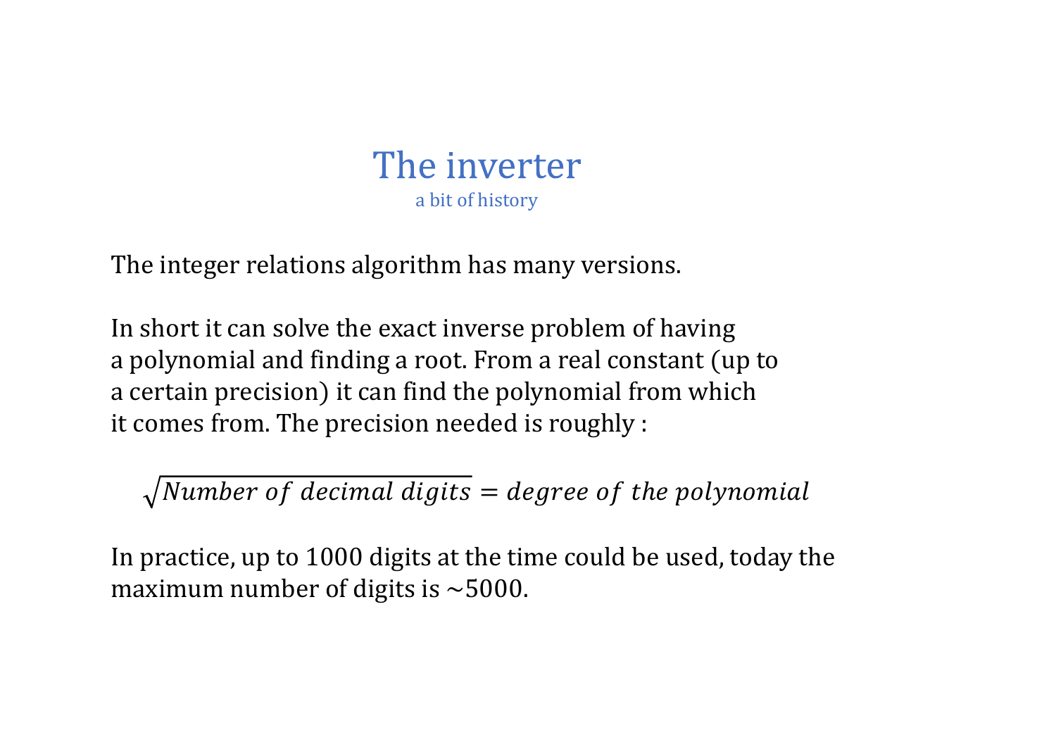# The inverter

## a bit of history

The integer relations algorithm has many versions.

In short it can solve the exact inverse problem of having a polynomial and finding a root. From a real constant (up to a certain precision) it can find the polynomial from which it comes from. The precision needed is roughly :

$$\sqrt{Number\ of\ decimal\ digits} = degree\ of\ the\ polynomial$$

In practice, up to 1000 digits at the time could be used, today the maximum number of digits is $\sim$5000.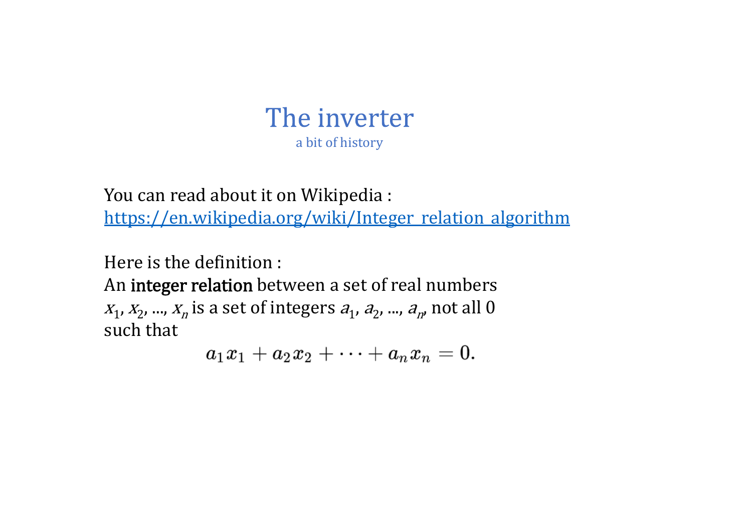# The inverter

a bit of history

You can read about it on Wikipedia :
https://en.wikipedia.org/wiki/Integer_relation_algorithm

Here is the definition :
An **integer relation** between a set of real numbers $x_1, x_2, ..., x_n$ is a set of integers $a_1, a_2, ..., a_n$, not all 0 such that

$$a_1 x_1 + a_2 x_2 + \cdots + a_n x_n = 0.$$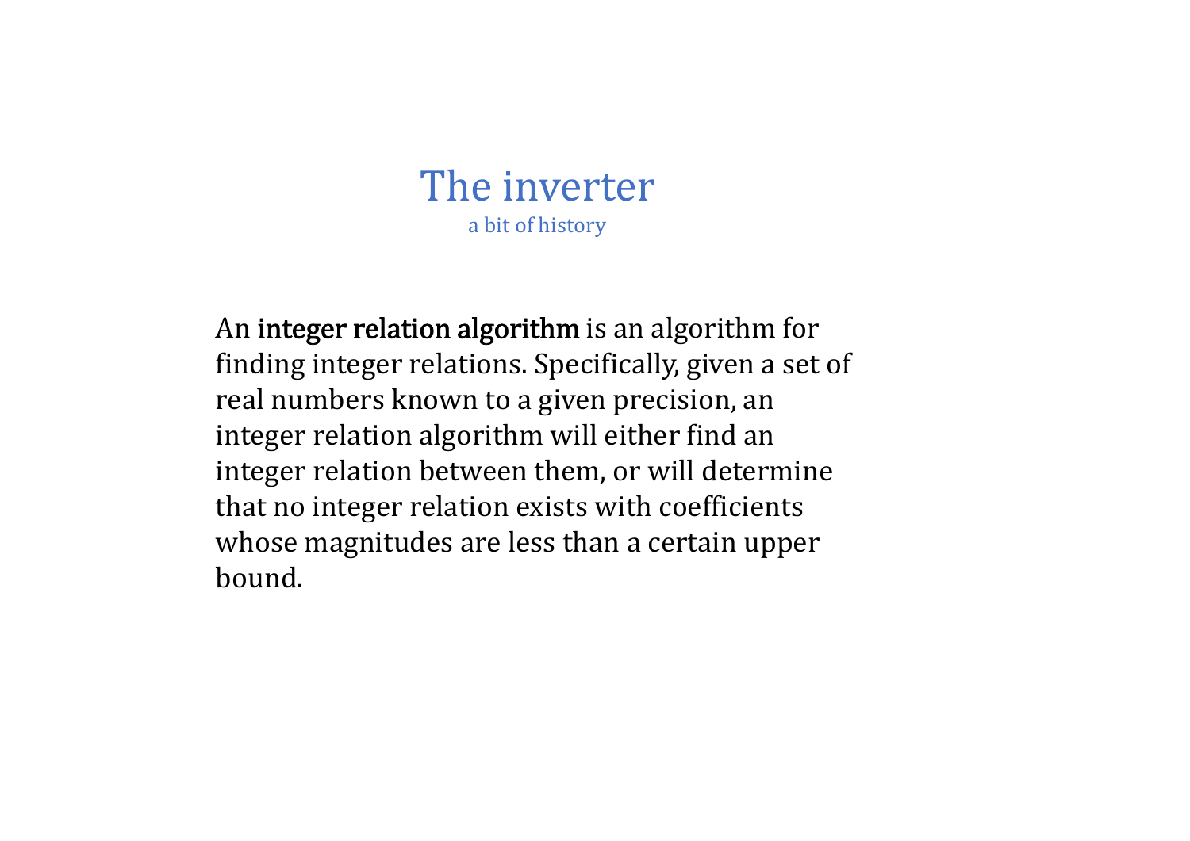# The inverter

a bit of history

An **integer relation algorithm** is an algorithm for finding integer relations. Specifically, given a set of real numbers known to a given precision, an integer relation algorithm will either find an integer relation between them, or will determine that no integer relation exists with coefficients whose magnitudes are less than a certain upper bound.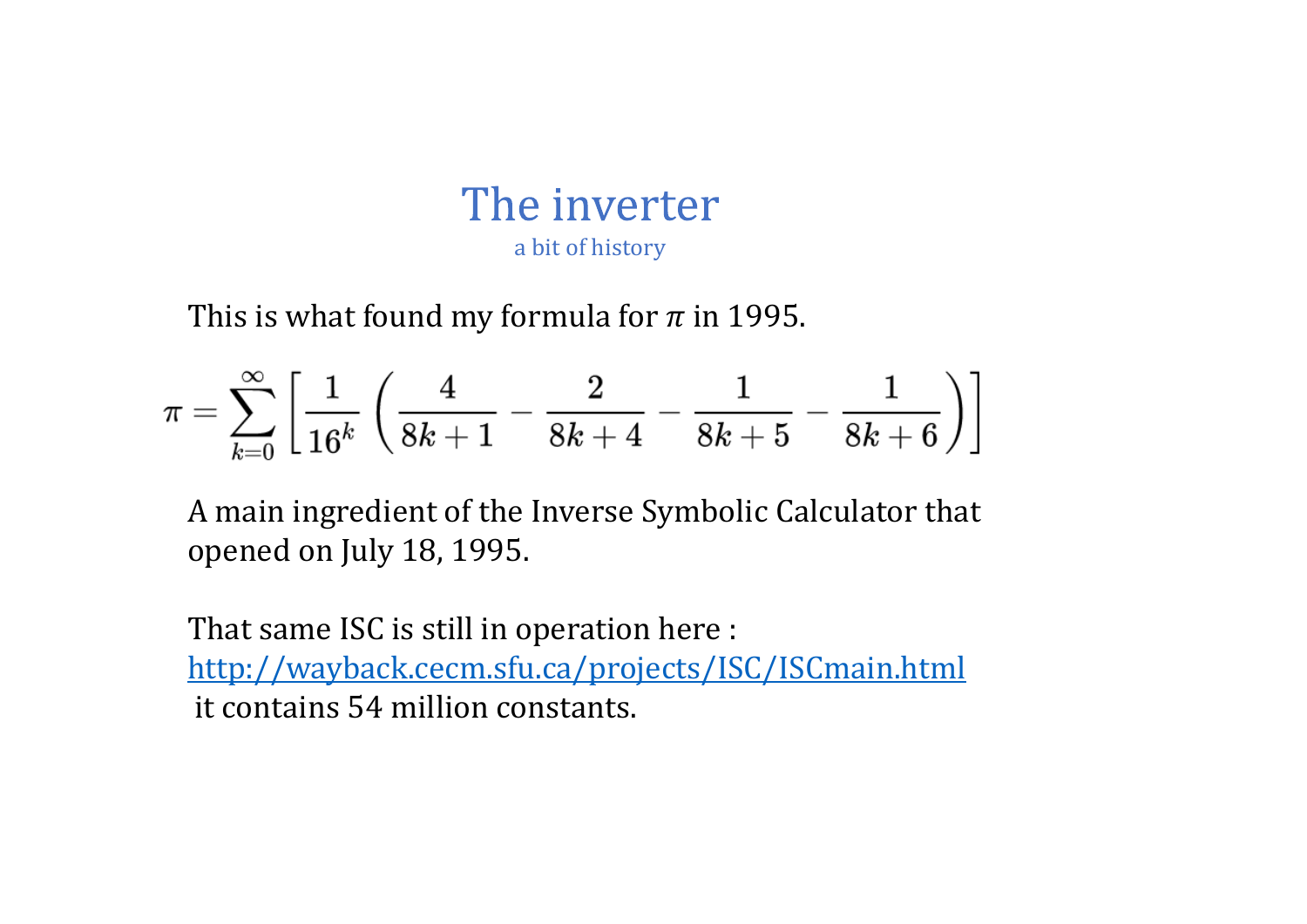# The inverter

a bit of history

This is what found my formula for $\pi$ in 1995.

$$\pi = \sum_{k=0}^{\infty} \left[ \frac{1}{16^k} \left( \frac{4}{8k+1} - \frac{2}{8k+4} - \frac{1}{8k+5} - \frac{1}{8k+6} \right) \right]$$

A main ingredient of the Inverse Symbolic Calculator that opened on July 18, 1995.

That same ISC is still in operation here :
http://wayback.cecm.sfu.ca/projects/ISC/ISCmain.html
it contains 54 million constants.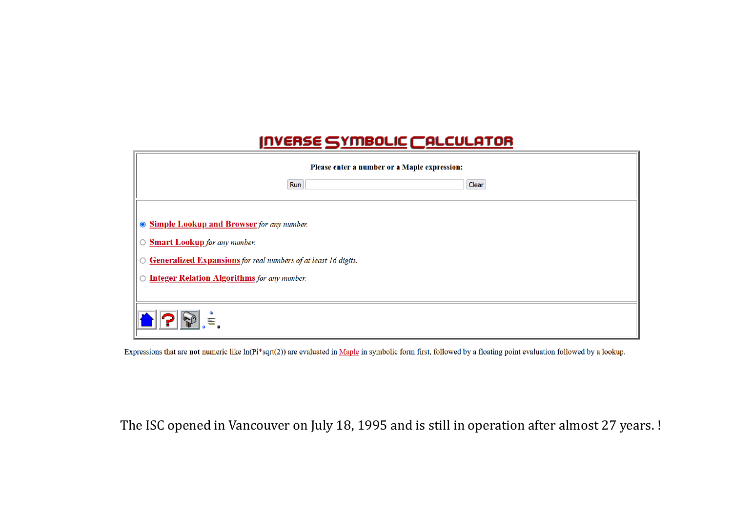# INVERSE SYMBOLIC CALCULATOR

**Please enter a number or a Maple expression:**

Run | Clear

- **Simple Lookup and Browser** *for any number.*
- **Smart Lookup** *for any number.*
- **Generalized Expansions** *for real numbers of at least 16 digits.*
- **Integer Relation Algorithms** *for any number.*

Expressions that are **not** numeric like ln(Pi*sqrt(2)) are evaluated in Maple in symbolic form first, followed by a floating point evaluation followed by a lookup.

The ISC opened in Vancouver on July 18, 1995 and is still in operation after almost 27 years. !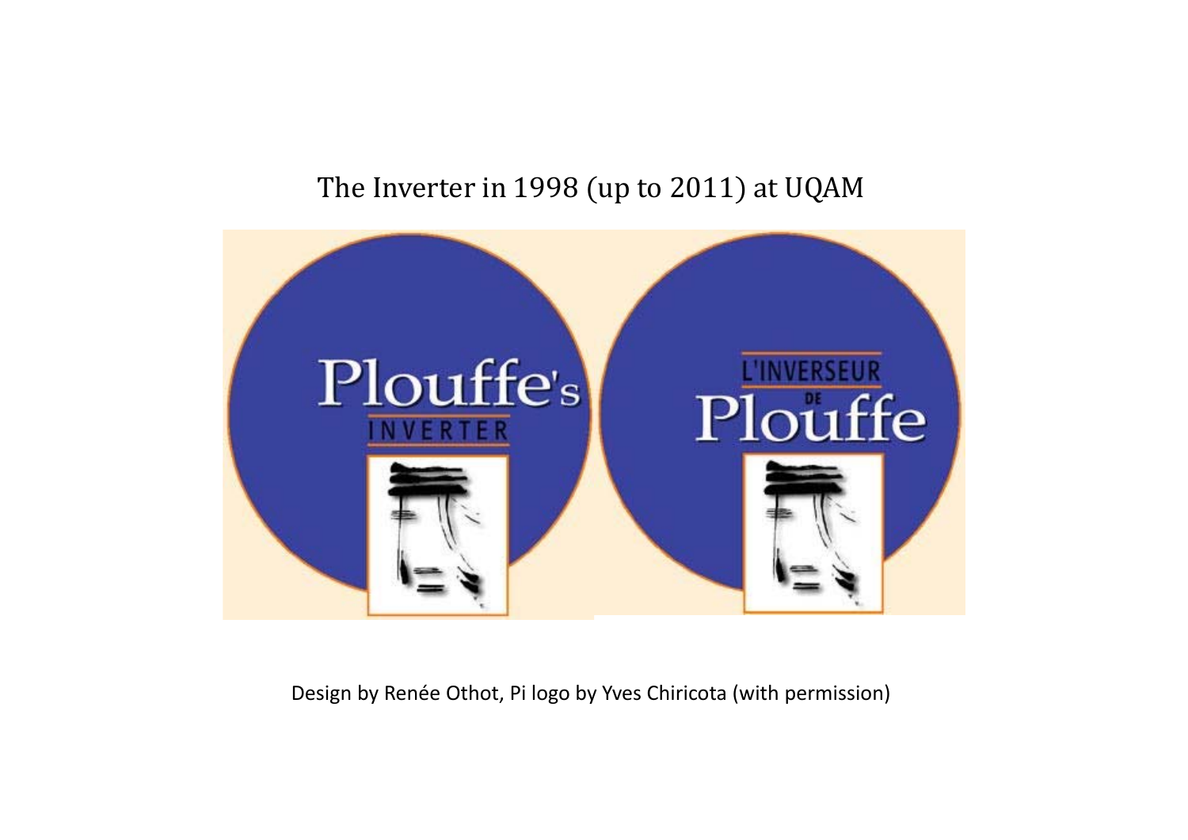The Inverter in 1998 (up to 2011) at UQAM

Plouffe's INVERTER

L'INVERSEUR DE Plouffe

Design by Renée Othot, Pi logo by Yves Chiricota (with permission)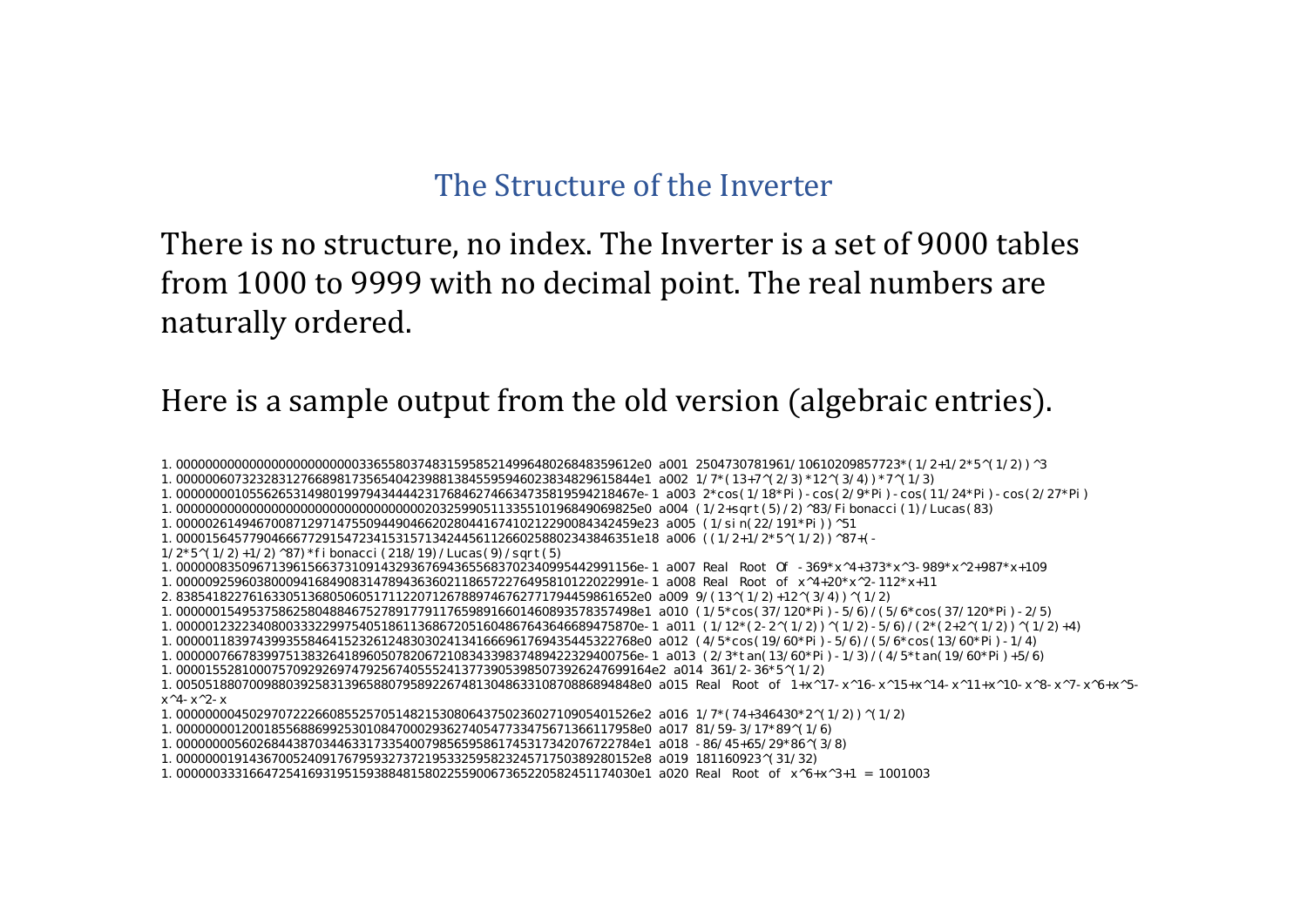# The Structure of the Inverter

There is no structure, no index. The Inverter is a set of 9000 tables from 1000 to 9999 with no decimal point. The real numbers are naturally ordered.

Here is a sample output from the old version (algebraic entries).

```
1.000000000000000000000000000336558037483159585214996480268483596 12e0 a001 2504730781961/10610209857723*(1/2+1/2*5^(1/2))^3
1.0000006073232831276689817356540423988138455959460238348296158 44e1 a002 1/7*(13+7^(2/3)*12^(3/4))*7^(1/3)
1.0000000010556265314980199794344442317684627466347358195942184 67e-1 a003 2*cos(1/18*Pi)-cos(2/9*Pi)-cos(11/24*Pi)-cos(2/27*Pi)
1.00000000000000000000000000000000000202325990511335510196849069825e0 a004 (1/2+sqrt(5)/2)^83/Fibonacci(1)/Lucas(83)
1.0000026149467008712971475509449046620280441674102122900843424 59e23 a005 (1/sin(22/191*Pi))^51
1.0000156457790466677291547234153157134244561126602588023438463 51e18 a006 ((1/2+1/2*5^(1/2))^87+(-1/2*5^(1/2)+1/2)^87)*fibonacci(218/19)/Lucas(9)/sqrt(5)
1.0000008350967139615663731091432936769436556837023409954429911 56e-1 a007 Real Root Of -369*x^4+373*x^3-989*x^2+987*x+109
1.0000009259603800094168490831478943636021186572276495810122022 991e-1 a008 Real Root of x^4+20*x^2-112*x+11
2.8385418227616330513680506051711220712678897467627717944598616 52e0 a009 9/(13^(1/2)+12^(3/4))^(1/2)
1.0000001549537586258048884675278917791176598916601460893578357 498e1 a010 (1/5*cos(37/120*Pi)-5/6)/(5/6*cos(37/120*Pi)-2/5)
1.0000012322340800333229975405186113686720516048676436466894758 70e-1 a011 (1/12*(2-2^(1/2))^(1/2)-5/6)/(2*(2+2^(1/2))^(1/2)+4)
1.0000011839743993558464152326124830302413416669617694354453227 68e0 a012 (4/5*cos(19/60*Pi)-5/6)/(5/6*cos(13/60*Pi)-1/4)
1.0000076678399751383264189605078206721083433983748942232940075 6e-1 a013 (2/3*tan(13/60*Pi)-1/3)/(4/5*tan(19/60*Pi)+5/6)
1.0000155281000757092926974792567405552413773905398507392624769 9164e2 a014 361/2-36*5^(1/2)
1.0050518807009880392583139658807958922674813048633108708868948 48e0 a015 Real Root of 1+x^17-x^16-x^15+x^14-x^11+x^10-x^8-x^7-x^6+x^5-x^4-x^2-x
1.0000000045029707222660855257051482153080643750236027109054015 26e2 a016 1/7*(74+346430*2^(1/2))^(1/2)
1.0000000012001855688699253010847000293627405477334756713661179 58e0 a017 81/59-3/17*89^(1/6)
1.0000000056026844387034463317335400798565958617453173420767227 84e1 a018 -86/45+65/29*86^(3/8)
1.0000000019143670052409176795932737219533259582324571750389280 152e8 a019 181160923^(31/32)
1.0000000333166472541693195159388481580225590067365220582451174 030e1 a020 Real Root of x^6+x^3+1 = 1001003
```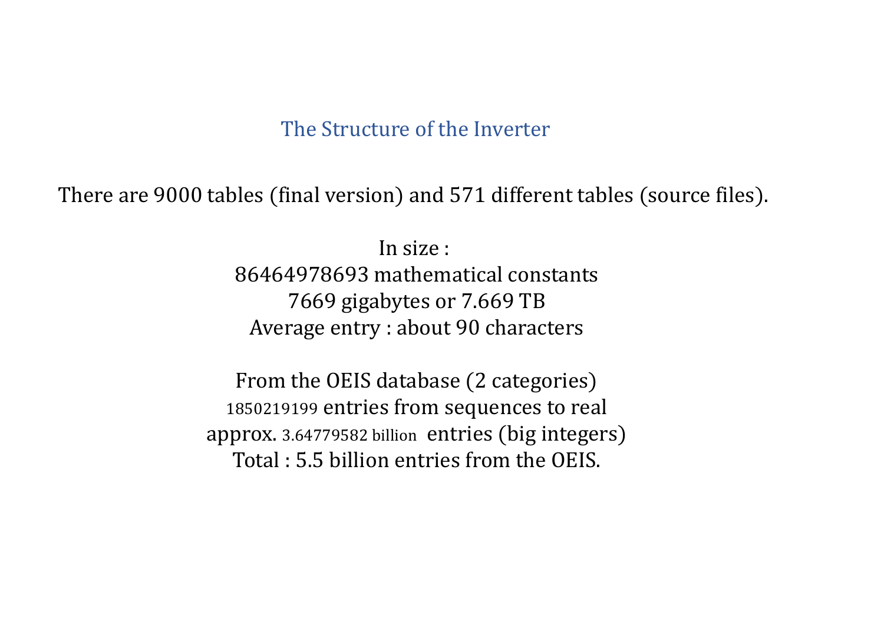## The Structure of the Inverter

There are 9000 tables (final version) and 571 different tables (source files).

In size :
86464978693 mathematical constants
7669 gigabytes or 7.669 TB
Average entry : about 90 characters

From the OEIS database (2 categories)
1850219199 entries from sequences to real
approx. 3.64779582 billion entries (big integers)
Total : 5.5 billion entries from the OEIS.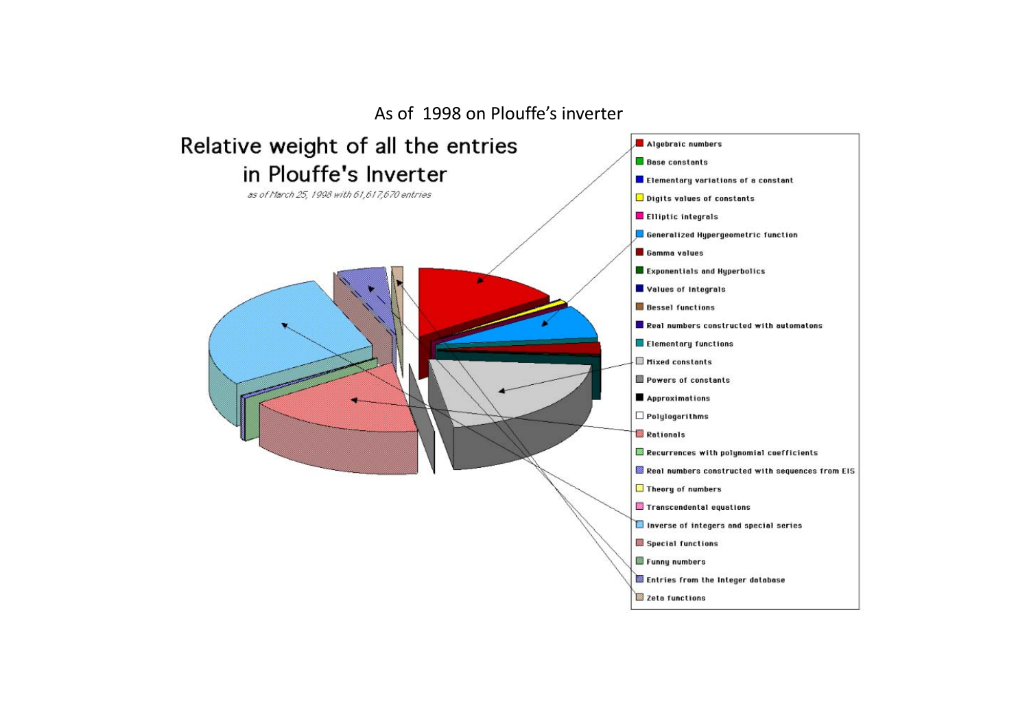As of 1998 on Plouffe's inverter

# Relative weight of all the entries in Plouffe's Inverter

*as of March 25, 1998 with 61,617,670 entries*

- Algebraic numbers
- Base constants
- Elementary variations of a constant
- Digits values of constants
- Elliptic integrals
- Generalized Hypergeometric function
- Gamma values
- Exponentials and Hyperbolics
- Values of integrals
- Bessel functions
- Real numbers constructed with automatons
- Elementary functions
- Mixed constants
- Powers of constants
- Approximations
- Polylogarithms
- Rationals
- Recurrences with polynomial coefficients
- Real numbers constructed with sequences from EIS
- Theory of numbers
- Transcendental equations
- Inverse of integers and special series
- Special functions
- Funny numbers
- Entries from the Integer database
- Zeta functions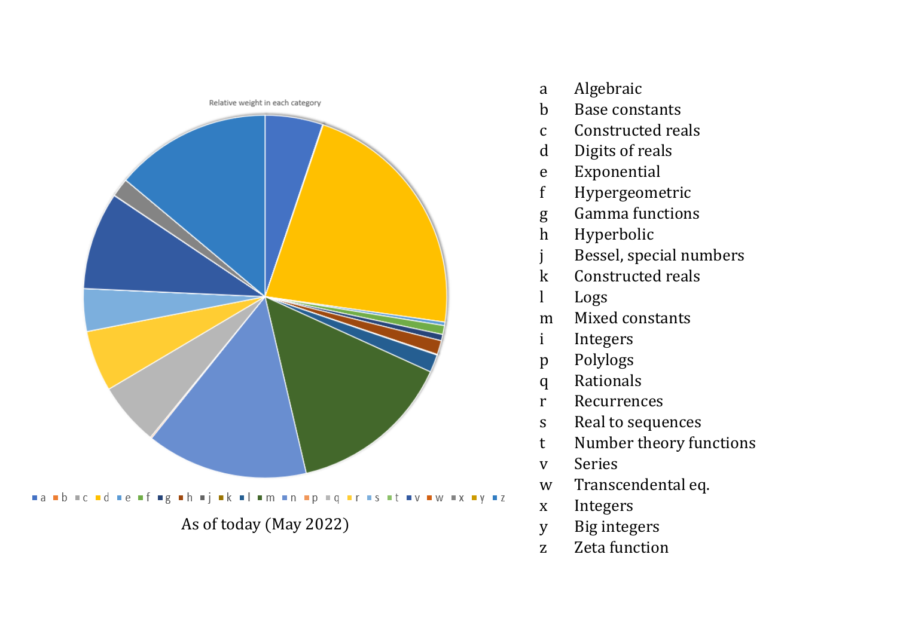Relative weight in each category

a b c d e f g h j k l m n p q r s t v w x y z

As of today (May 2022)

| | |
|---|---|
| a | Algebraic |
| b | Base constants |
| c | Constructed reals |
| d | Digits of reals |
| e | Exponential |
| f | Hypergeometric |
| g | Gamma functions |
| h | Hyperbolic |
| j | Bessel, special numbers |
| k | Constructed reals |
| l | Logs |
| m | Mixed constants |
| i | Integers |
| p | Polylogs |
| q | Rationals |
| r | Recurrences |
| s | Real to sequences |
| t | Number theory functions |
| v | Series |
| w | Transcendental eq. |
| x | Integers |
| y | Big integers |
| z | Zeta function |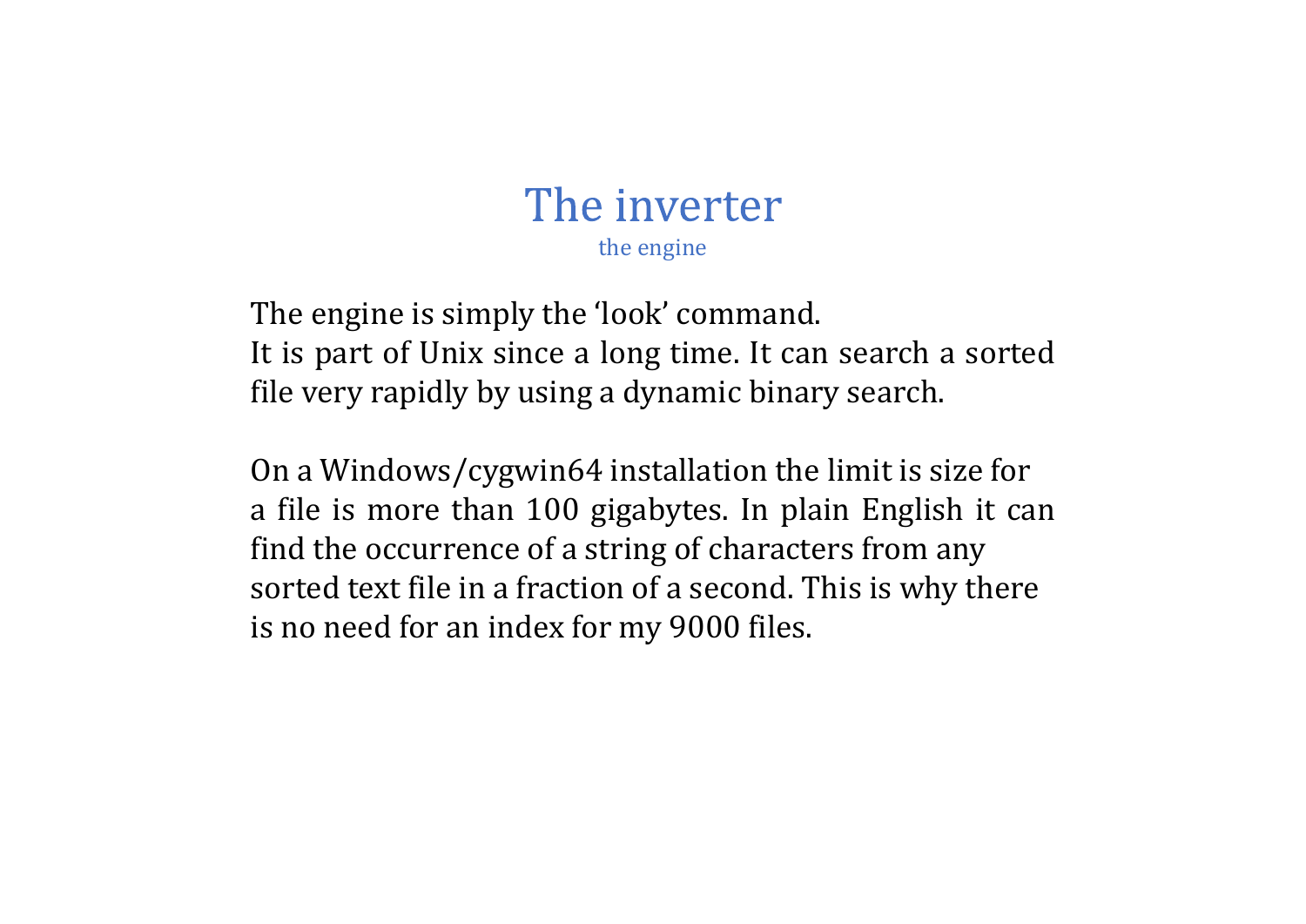# The inverter

## the engine

The engine is simply the 'look' command.
It is part of Unix since a long time. It can search a sorted file very rapidly by using a dynamic binary search.

On a Windows/cygwin64 installation the limit is size for a file is more than 100 gigabytes. In plain English it can find the occurrence of a string of characters from any sorted text file in a fraction of a second. This is why there is no need for an index for my 9000 files.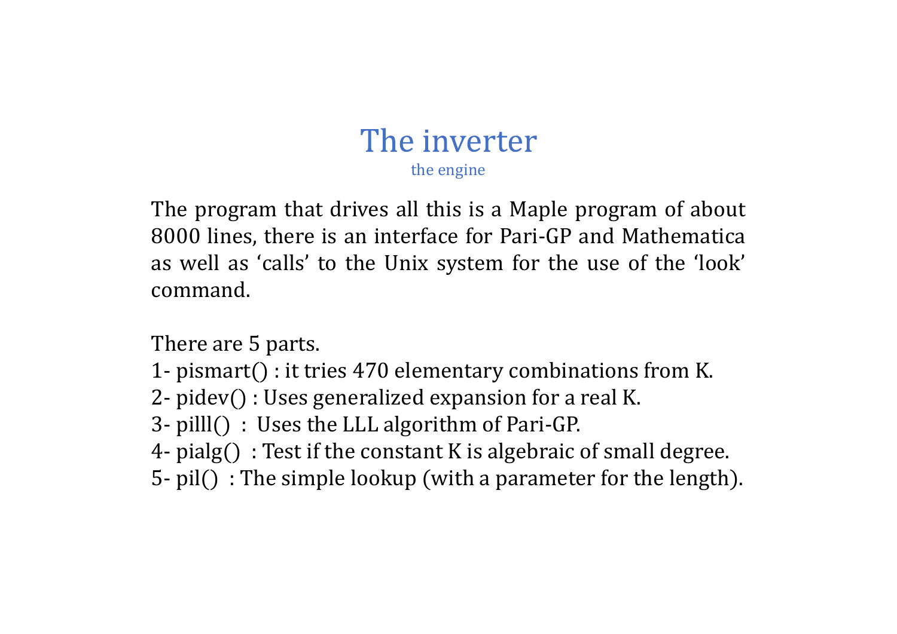# The inverter

### the engine

The program that drives all this is a Maple program of about 8000 lines, there is an interface for Pari-GP and Mathematica as well as ‘calls’ to the Unix system for the use of the ‘look’ command.

There are 5 parts.

1- pismart() : it tries 470 elementary combinations from K.
2- pidev() : Uses generalized expansion for a real K.
3- pilll() : Uses the LLL algorithm of Pari-GP.
4- pialg() : Test if the constant K is algebraic of small degree.
5- pil() : The simple lookup (with a parameter for the length).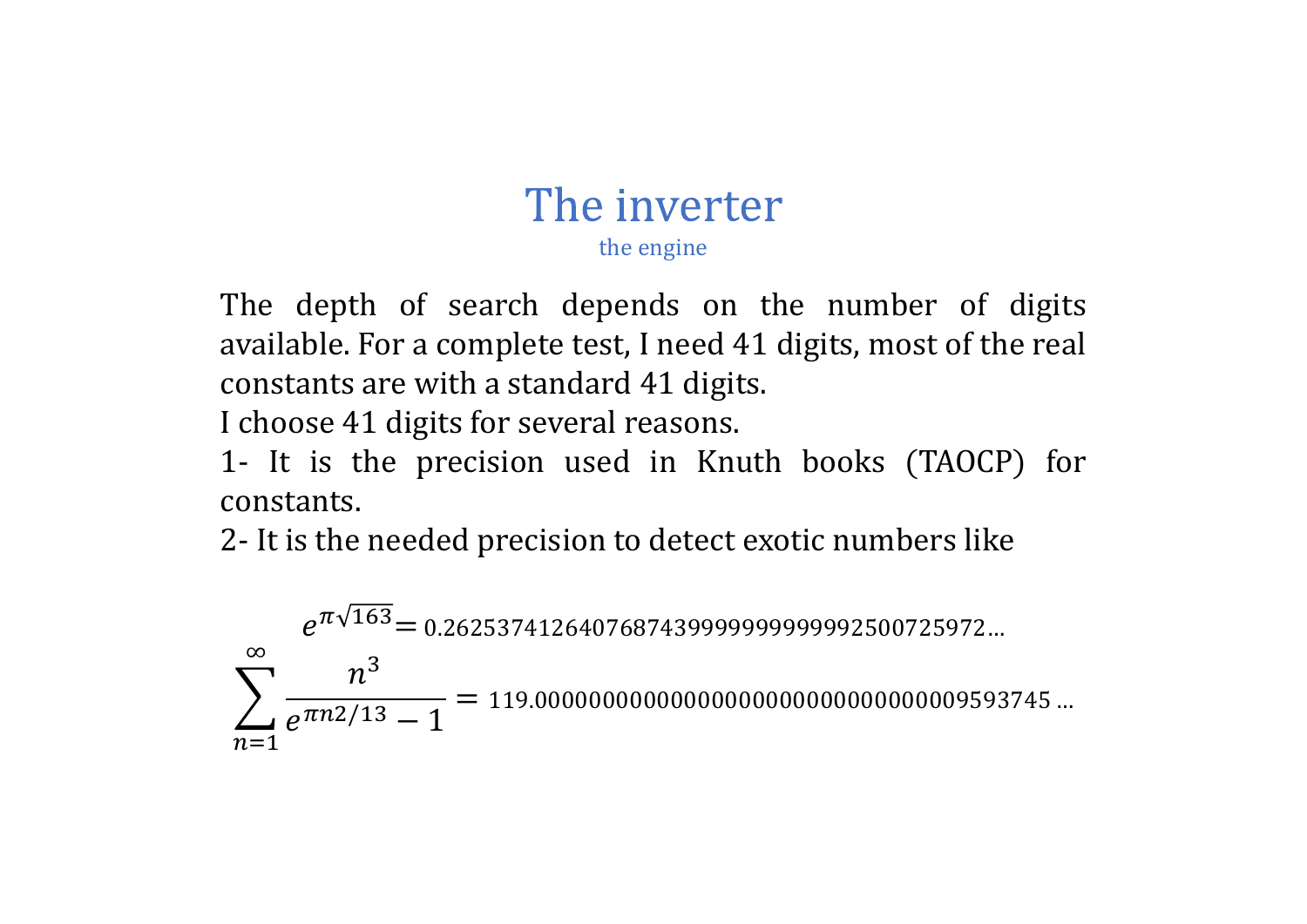# The inverter

## the engine

The depth of search depends on the number of digits available. For a complete test, I need 41 digits, most of the real constants are with a standard 41 digits.

I choose 41 digits for several reasons.

1- It is the precision used in Knuth books (TAOCP) for constants.

2- It is the needed precision to detect exotic numbers like

$$e^{\pi\sqrt{163}} = 0.262537412640768743999999999999250072597\ldots$$

$$\sum_{n=1}^{\infty} \frac{n^3}{e^{\pi n 2/13} - 1} = 119.0000000000000000000000000000000959374\ldots$$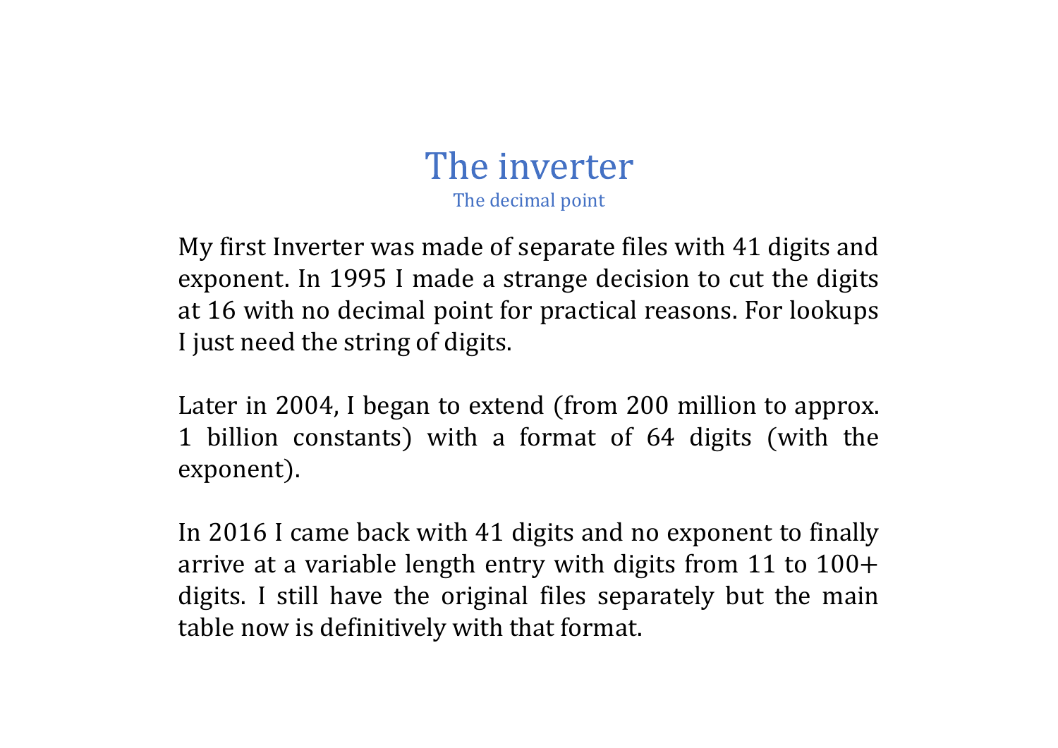# The inverter

## The decimal point

My first Inverter was made of separate files with 41 digits and exponent. In 1995 I made a strange decision to cut the digits at 16 with no decimal point for practical reasons. For lookups I just need the string of digits.

Later in 2004, I began to extend (from 200 million to approx. 1 billion constants) with a format of 64 digits (with the exponent).

In 2016 I came back with 41 digits and no exponent to finally arrive at a variable length entry with digits from 11 to 100+ digits. I still have the original files separately but the main table now is definitively with that format.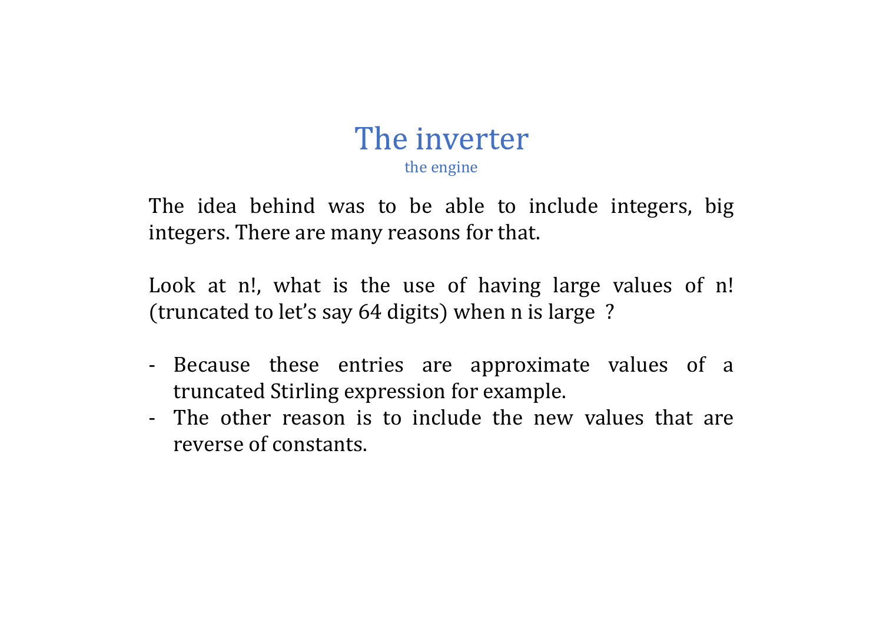# The inverter

the engine

The idea behind was to be able to include integers, big integers. There are many reasons for that.

Look at n!, what is the use of having large values of n! (truncated to let's say 64 digits) when n is large ?

- Because these entries are approximate values of a truncated Stirling expression for example.
- The other reason is to include the new values that are reverse of constants.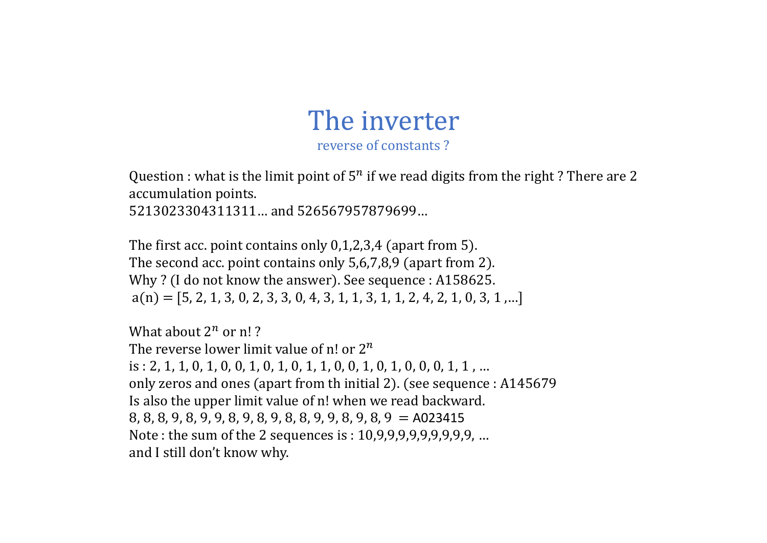# The inverter

## reverse of constants ?

Question : what is the limit point of $5^n$ if we read digits from the right ? There are 2 accumulation points.
5213023304311311… and 526567957879699…

The first acc. point contains only 0,1,2,3,4 (apart from 5).
The second acc. point contains only 5,6,7,8,9 (apart from 2).
Why ? (I do not know the answer). See sequence : A158625.
a(n) = [5, 2, 1, 3, 0, 2, 3, 3, 0, 4, 3, 1, 1, 3, 1, 1, 2, 4, 2, 1, 0, 3, 1 ,…]

What about $2^n$ or n! ?
The reverse lower limit value of n! or $2^n$
is : 2, 1, 1, 0, 1, 0, 0, 1, 0, 1, 0, 1, 1, 0, 0, 1, 0, 1, 0, 0, 0, 1, 1 , …
only zeros and ones (apart from th initial 2). (see sequence : A145679
Is also the upper limit value of n! when we read backward.
8, 8, 8, 9, 8, 9, 9, 8, 9, 8, 9, 8, 8, 9, 9, 8, 9, 8, 9 = A023415
Note : the sum of the 2 sequences is : 10,9,9,9,9,9,9,9,9, …
and I still don't know why.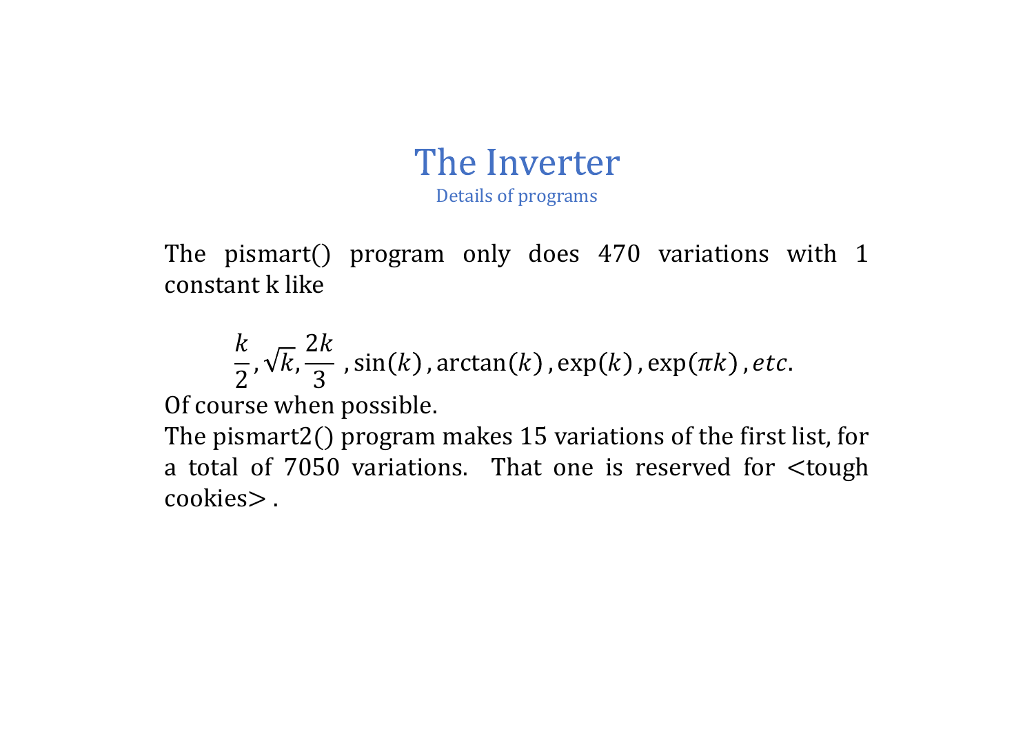# The Inverter

## Details of programs

The pismart() program only does 470 variations with 1 constant k like

$$\frac{k}{2}, \sqrt{k}, \frac{2k}{3}\ , \sin(k)\,, \arctan(k)\,, \exp(k)\,, \exp(\pi k)\,, etc.$$

Of course when possible.

The pismart2() program makes 15 variations of the first list, for a total of 7050 variations. That one is reserved for <tough cookies> .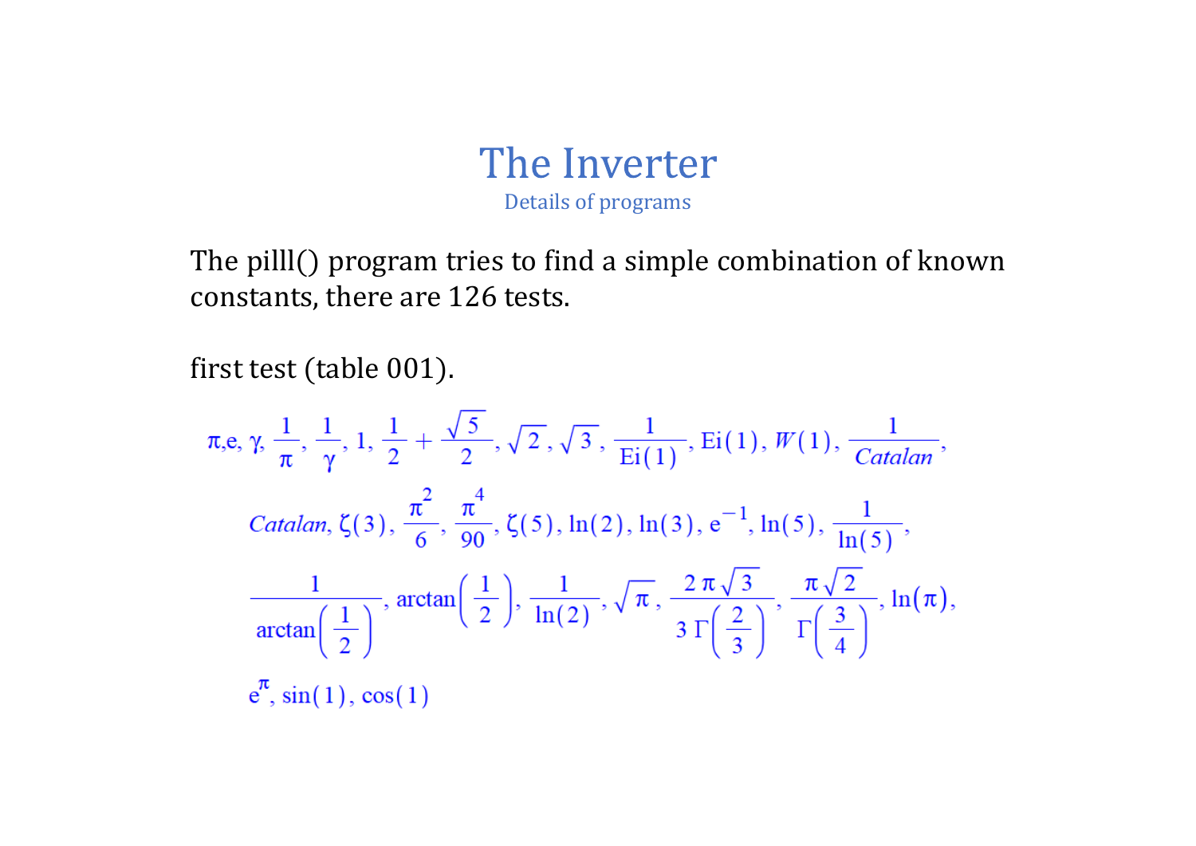# The Inverter

## Details of programs

The pilll() program tries to find a simple combination of known constants, there are 126 tests.

first test (table 001).

$$\pi, e, \gamma, \frac{1}{\pi}, \frac{1}{\gamma}, 1, \frac{1}{2}+\frac{\sqrt{5}}{2}, \sqrt{2}, \sqrt{3}, \frac{1}{\mathrm{Ei}(1)}, \mathrm{Ei}(1), W(1), \frac{1}{Catalan},$$

$$Catalan, \zeta(3), \frac{\pi^2}{6}, \frac{\pi^4}{90}, \zeta(5), \ln(2), \ln(3), e^{-1}, \ln(5), \frac{1}{\ln(5)},$$

$$\frac{1}{\arctan\left(\frac{1}{2}\right)}, \arctan\left(\frac{1}{2}\right), \frac{1}{\ln(2)}, \sqrt{\pi}, \frac{2\pi\sqrt{3}}{3\,\Gamma\left(\frac{2}{3}\right)}, \frac{\pi\sqrt{2}}{\Gamma\left(\frac{3}{4}\right)}, \ln(\pi),$$

$$e^{\pi}, \sin(1), \cos(1)$$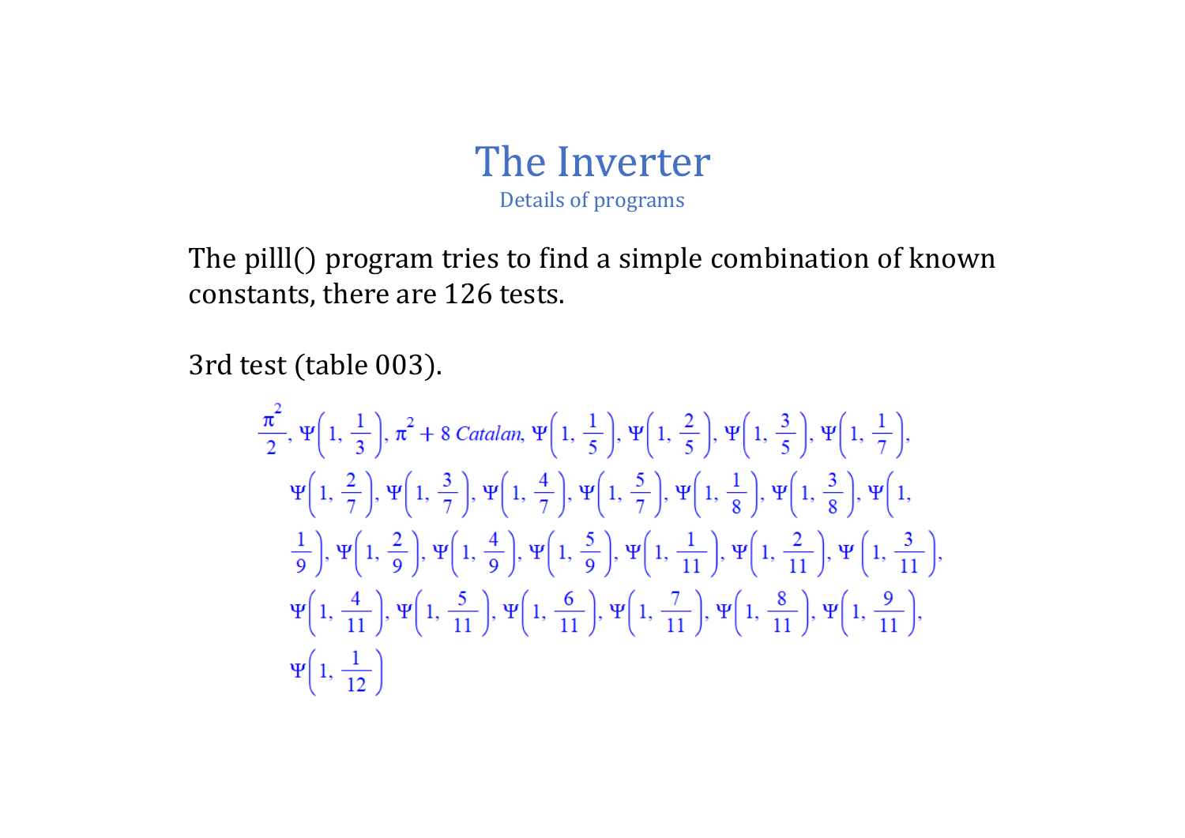# The Inverter

## Details of programs

The pilll() program tries to find a simple combination of known constants, there are 126 tests.

3rd test (table 003).

$$\frac{\pi^2}{2}, \Psi\left(1, \frac{1}{3}\right), \pi^2 + 8\,Catalan, \Psi\left(1, \frac{1}{5}\right), \Psi\left(1, \frac{2}{5}\right), \Psi\left(1, \frac{3}{5}\right), \Psi\left(1, \frac{1}{7}\right), \Psi\left(1, \frac{2}{7}\right), \Psi\left(1, \frac{3}{7}\right), \Psi\left(1, \frac{4}{7}\right), \Psi\left(1, \frac{5}{7}\right), \Psi\left(1, \frac{1}{8}\right), \Psi\left(1, \frac{3}{8}\right), \Psi\left(1, \frac{1}{9}\right), \Psi\left(1, \frac{2}{9}\right), \Psi\left(1, \frac{4}{9}\right), \Psi\left(1, \frac{5}{9}\right), \Psi\left(1, \frac{1}{11}\right), \Psi\left(1, \frac{2}{11}\right), \Psi\left(1, \frac{3}{11}\right), \Psi\left(1, \frac{4}{11}\right), \Psi\left(1, \frac{5}{11}\right), \Psi\left(1, \frac{6}{11}\right), \Psi\left(1, \frac{7}{11}\right), \Psi\left(1, \frac{8}{11}\right), \Psi\left(1, \frac{9}{11}\right), \Psi\left(1, \frac{1}{12}\right)$$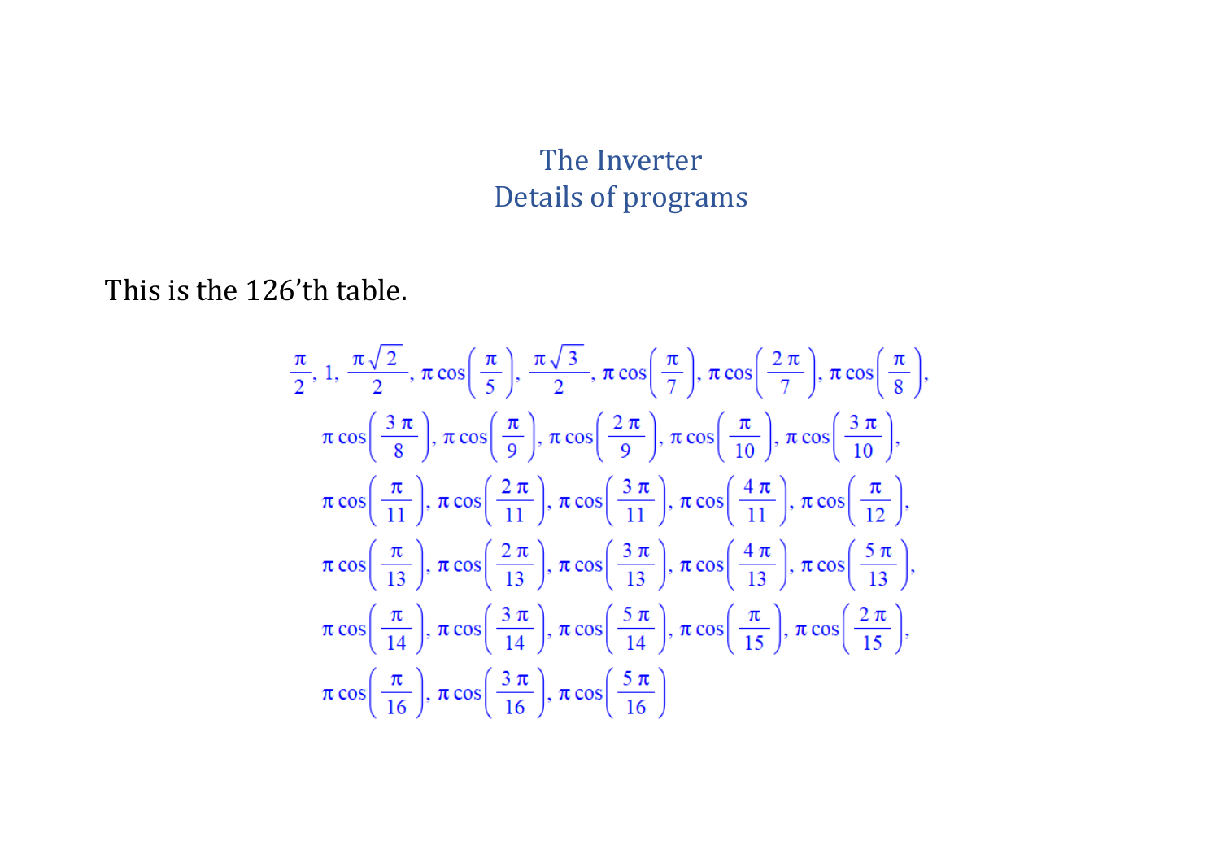# The Inverter
## Details of programs

This is the 126’th table.

$$\frac{\pi}{2},\ 1,\ \frac{\pi\sqrt{2}}{2},\ \pi\cos\left(\frac{\pi}{5}\right),\ \frac{\pi\sqrt{3}}{2},\ \pi\cos\left(\frac{\pi}{7}\right),\ \pi\cos\left(\frac{2\pi}{7}\right),\ \pi\cos\left(\frac{\pi}{8}\right),$$

$$\pi\cos\left(\frac{3\pi}{8}\right),\ \pi\cos\left(\frac{\pi}{9}\right),\ \pi\cos\left(\frac{2\pi}{9}\right),\ \pi\cos\left(\frac{\pi}{10}\right),\ \pi\cos\left(\frac{3\pi}{10}\right),$$

$$\pi\cos\left(\frac{\pi}{11}\right),\ \pi\cos\left(\frac{2\pi}{11}\right),\ \pi\cos\left(\frac{3\pi}{11}\right),\ \pi\cos\left(\frac{4\pi}{11}\right),\ \pi\cos\left(\frac{\pi}{12}\right),$$

$$\pi\cos\left(\frac{\pi}{13}\right),\ \pi\cos\left(\frac{2\pi}{13}\right),\ \pi\cos\left(\frac{3\pi}{13}\right),\ \pi\cos\left(\frac{4\pi}{13}\right),\ \pi\cos\left(\frac{5\pi}{13}\right),$$

$$\pi\cos\left(\frac{\pi}{14}\right),\ \pi\cos\left(\frac{3\pi}{14}\right),\ \pi\cos\left(\frac{5\pi}{14}\right),\ \pi\cos\left(\frac{\pi}{15}\right),\ \pi\cos\left(\frac{2\pi}{15}\right),$$

$$\pi\cos\left(\frac{\pi}{16}\right),\ \pi\cos\left(\frac{3\pi}{16}\right),\ \pi\cos\left(\frac{5\pi}{16}\right)$$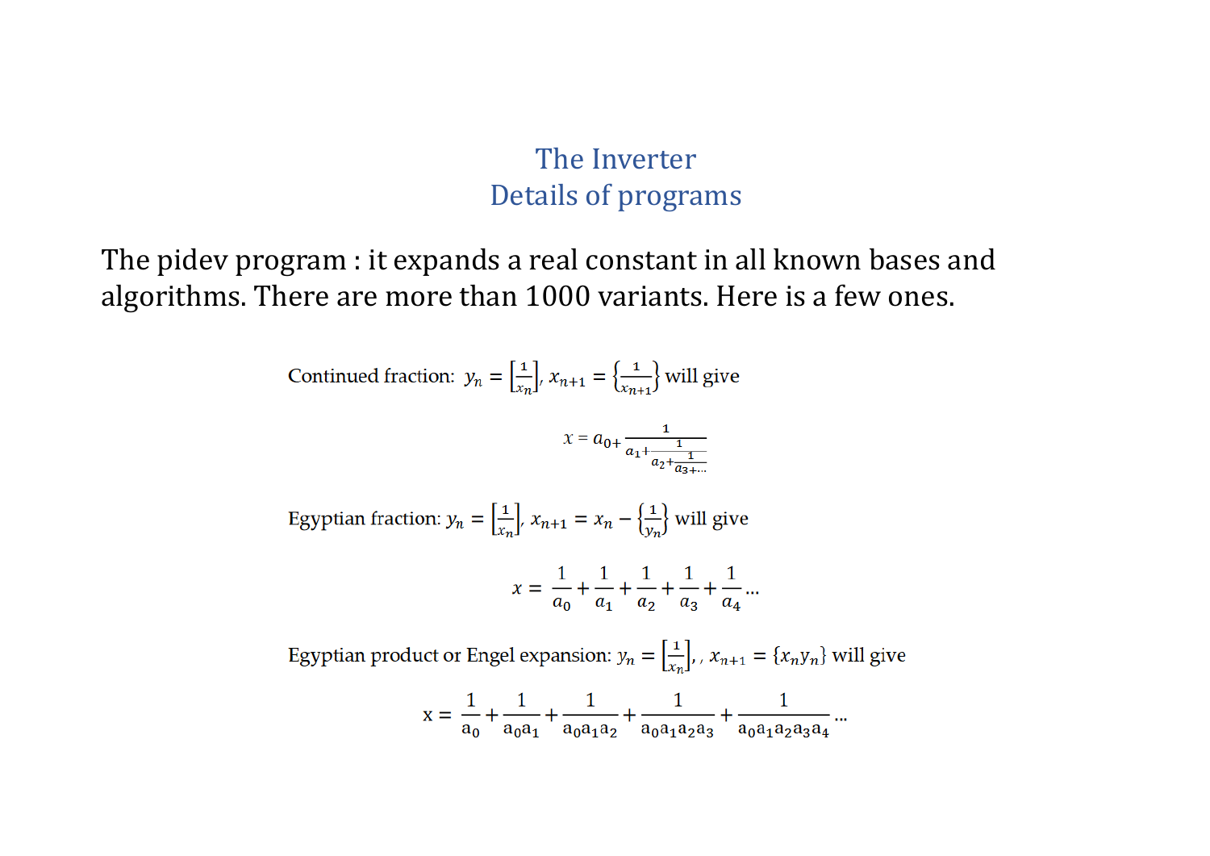## The Inverter
## Details of programs

The pidev program : it expands a real constant in all known bases and algorithms. There are more than 1000 variants. Here is a few ones.

Continued fraction: $y_n = \left[\frac{1}{x_n}\right]$, $x_{n+1} = \left\{\frac{1}{x_{n+1}}\right\}$ will give

$$x = a_{0+}\frac{1}{a_1 + \frac{1}{a_2 + \frac{1}{a_3 + \ldots}}}$$

Egyptian fraction: $y_n = \left[\frac{1}{x_n}\right]$, $x_{n+1} = x_n - \left\{\frac{1}{y_n}\right\}$ will give

$$x = \frac{1}{a_0} + \frac{1}{a_1} + \frac{1}{a_2} + \frac{1}{a_3} + \frac{1}{a_4} \ldots$$

Egyptian product or Engel expansion: $y_n = \left[\frac{1}{x_n}\right]$, , $x_{n+1} = \{x_n y_n\}$ will give

$$x = \frac{1}{a_0} + \frac{1}{a_0 a_1} + \frac{1}{a_0 a_1 a_2} + \frac{1}{a_0 a_1 a_2 a_3} + \frac{1}{a_0 a_1 a_2 a_3 a_4} \ldots$$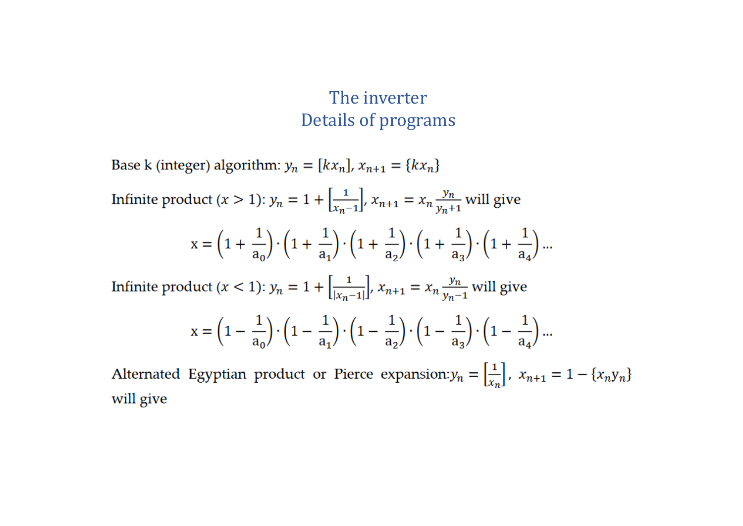# The inverter
## Details of programs

Base k (integer) algorithm: $y_n = [kx_n]$, $x_{n+1} = \{kx_n\}$

Infinite product ($x > 1$): $y_n = 1 + \left[\frac{1}{x_n - 1}\right]$, $x_{n+1} = x_n \frac{y_n}{y_n + 1}$ will give

$$x = \left(1 + \frac{1}{a_0}\right) \cdot \left(1 + \frac{1}{a_1}\right) \cdot \left(1 + \frac{1}{a_2}\right) \cdot \left(1 + \frac{1}{a_3}\right) \cdot \left(1 + \frac{1}{a_4}\right) \ldots$$

Infinite product ($x < 1$): $y_n = 1 + \left[\frac{1}{|x_n - 1|}\right]$, $x_{n+1} = x_n \frac{y_n}{y_n - 1}$ will give

$$x = \left(1 - \frac{1}{a_0}\right) \cdot \left(1 - \frac{1}{a_1}\right) \cdot \left(1 - \frac{1}{a_2}\right) \cdot \left(1 - \frac{1}{a_3}\right) \cdot \left(1 - \frac{1}{a_4}\right) \ldots$$

Alternated Egyptian product or Pierce expansion: $y_n = \left[\frac{1}{x_n}\right]$, $x_{n+1} = 1 - \{x_n y_n\}$ will give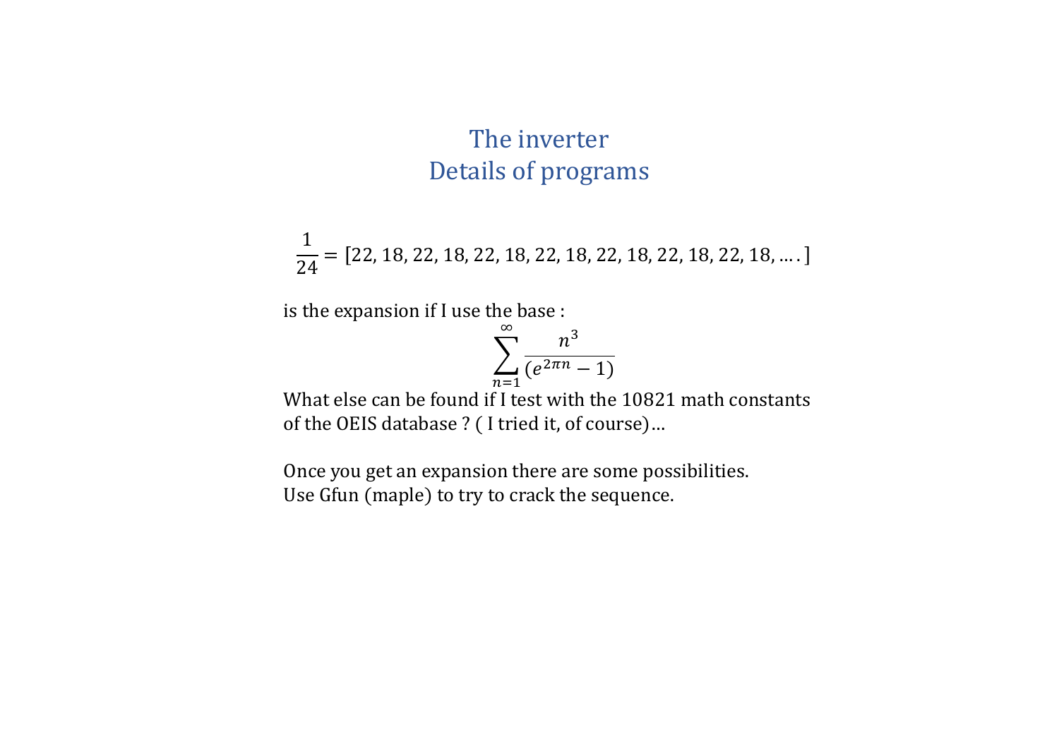# The inverter
# Details of programs

$$\frac{1}{24} = [22, 18, 22, 18, 22, 18, 22, 18, 22, 18, 22, 18, 22, 18, \ldots.]$$

is the expansion if I use the base :

$$\sum_{n=1}^{\infty} \frac{n^3}{(e^{2\pi n} - 1)}$$

What else can be found if I test with the 10821 math constants of the OEIS database ? ( I tried it, of course)…

Once you get an expansion there are some possibilities.
Use Gfun (maple) to try to crack the sequence.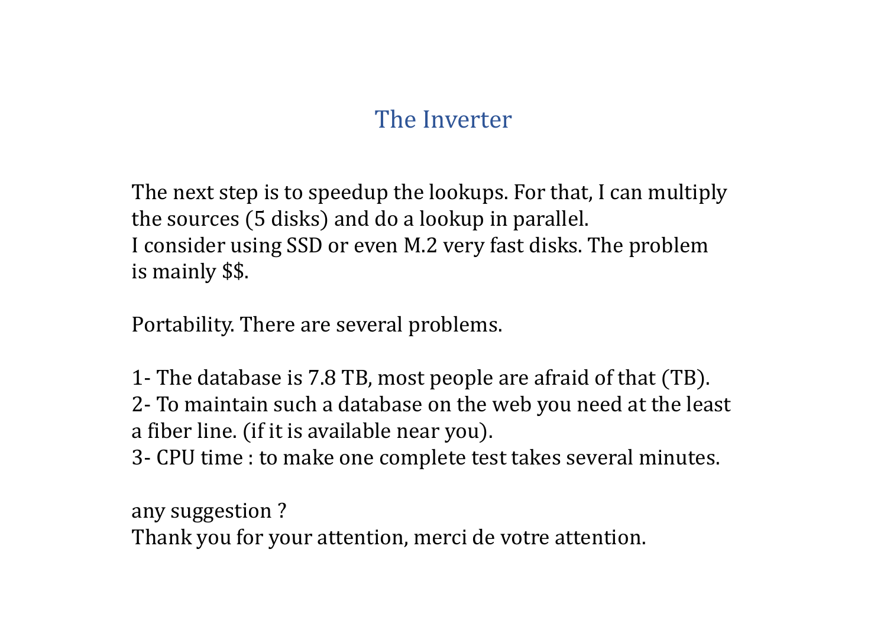# The Inverter

The next step is to speedup the lookups. For that, I can multiply the sources (5 disks) and do a lookup in parallel.
I consider using SSD or even M.2 very fast disks. The problem is mainly $$.

Portability. There are several problems.

1- The database is 7.8 TB, most people are afraid of that (TB).
2- To maintain such a database on the web you need at the least a fiber line. (if it is available near you).
3- CPU time : to make one complete test takes several minutes.

any suggestion ?
Thank you for your attention, merci de votre attention.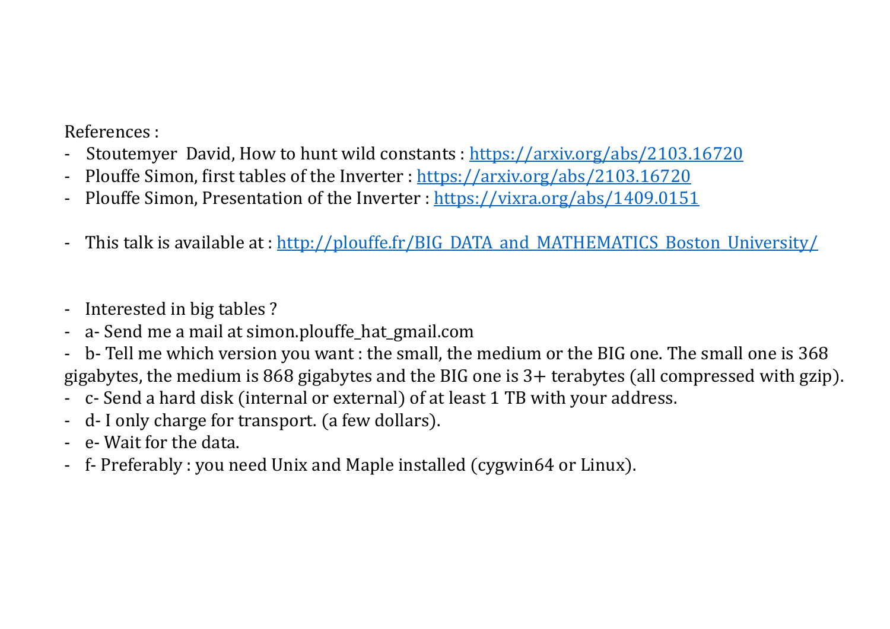References :

- Stoutemyer  David, How to hunt wild constants : https://arxiv.org/abs/2103.16720
- Plouffe Simon, first tables of the Inverter : https://arxiv.org/abs/2103.16720
- Plouffe Simon, Presentation of the Inverter : https://vixra.org/abs/1409.0151

- This talk is available at : http://plouffe.fr/BIG_DATA_and_MATHEMATICS_Boston_University/

- Interested in big tables ?
- a- Send me a mail at simon.plouffe_hat_gmail.com
- b- Tell me which version you want : the small, the medium or the BIG one. The small one is 368 gigabytes, the medium is 868 gigabytes and the BIG one is 3+ terabytes (all compressed with gzip).
- c- Send a hard disk (internal or external) of at least 1 TB with your address.
- d- I only charge for transport. (a few dollars).
- e- Wait for the data.
- f- Preferably : you need Unix and Maple installed (cygwin64 or Linux).